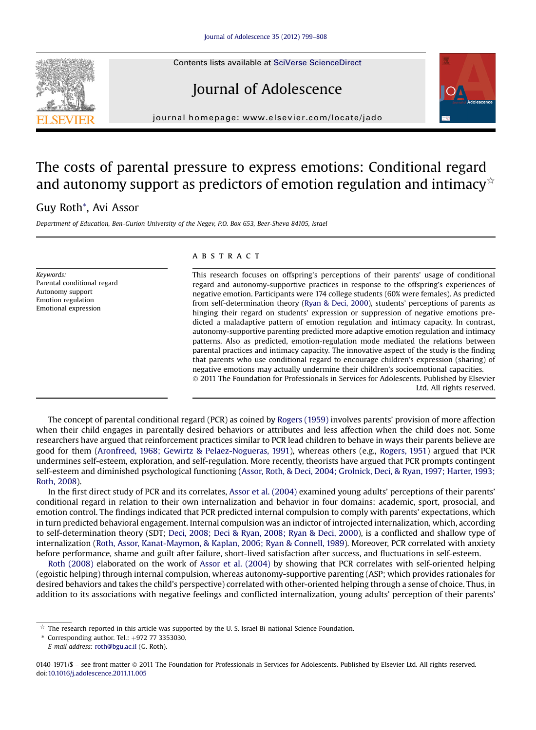# The costs of parental pressure to express emotions: Conditional regard and autonomy support as predictors of emotion regulation and intimacy☆

Guy Roth*, Avi Assor

*Department of Education, Ben-Gurion University of the Negev, P.O. Box 653, Beer-Sheva 84105, Israel*

**Keywords:**
Parental conditional regard
Autonomy support
Emotion regulation
Emotional expression

## ABSTRACT

This research focuses on offspring's perceptions of their parents' usage of conditional regard and autonomy-supportive practices in response to the offspring's experiences of negative emotion. Participants were 174 college students (60% were females). As predicted from self-determination theory (Ryan & Deci, 2000), students' perceptions of parents as hinging their regard on students' expression or suppression of negative emotions predicted a maladaptive pattern of emotion regulation and intimacy capacity. In contrast, autonomy-supportive parenting predicted more adaptive emotion regulation and intimacy patterns. Also as predicted, emotion-regulation mode mediated the relations between parental practices and intimacy capacity. The innovative aspect of the study is the finding that parents who use conditional regard to encourage children's expression (sharing) of negative emotions may actually undermine their children's socioemotional capacities.

© 2011 The Foundation for Professionals in Services for Adolescents. Published by Elsevier Ltd. All rights reserved.

The concept of parental conditional regard (PCR) as coined by Rogers (1959) involves parents' provision of more affection when their child engages in parentally desired behaviors or attributes and less affection when the child does not. Some researchers have argued that reinforcement practices similar to PCR lead children to behave in ways their parents believe are good for them (Aronfreed, 1968; Gewirtz & Pelaez-Nogueras, 1991), whereas others (e.g., Rogers, 1951) argued that PCR undermines self-esteem, exploration, and self-regulation. More recently, theorists have argued that PCR prompts contingent self-esteem and diminished psychological functioning (Assor, Roth, & Deci, 2004; Grolnick, Deci, & Ryan, 1997; Harter, 1993; Roth, 2008).

In the first direct study of PCR and its correlates, Assor et al. (2004) examined young adults' perceptions of their parents' conditional regard in relation to their own internalization and behavior in four domains: academic, sport, prosocial, and emotion control. The findings indicated that PCR predicted internal compulsion to comply with parents' expectations, which in turn predicted behavioral engagement. Internal compulsion was an indictor of introjected internalization, which, according to self-determination theory (SDT; Deci, 2008; Deci & Ryan, 2008; Ryan & Deci, 2000), is a conflicted and shallow type of internalization (Roth, Assor, Kanat-Maymon, & Kaplan, 2006; Ryan & Connell, 1989). Moreover, PCR correlated with anxiety before performance, shame and guilt after failure, short-lived satisfaction after success, and fluctuations in self-esteem.

Roth (2008) elaborated on the work of Assor et al. (2004) by showing that PCR correlates with self-oriented helping (egoistic helping) through internal compulsion, whereas autonomy-supportive parenting (ASP; which provides rationales for desired behaviors and takes the child's perspective) correlated with other-oriented helping through a sense of choice. Thus, in addition to its associations with negative feelings and conflicted internalization, young adults' perception of their parents'

☆ The research reported in this article was supported by the U. S. Israel Bi-national Science Foundation.

\* Corresponding author. Tel.: +972 77 3353030.
*E-mail address:* roth@bgu.ac.il (G. Roth).

0140-1971/$ – see front matter © 2011 The Foundation for Professionals in Services for Adolescents. Published by Elsevier Ltd. All rights reserved.
doi:10.1016/j.adolescence.2011.11.005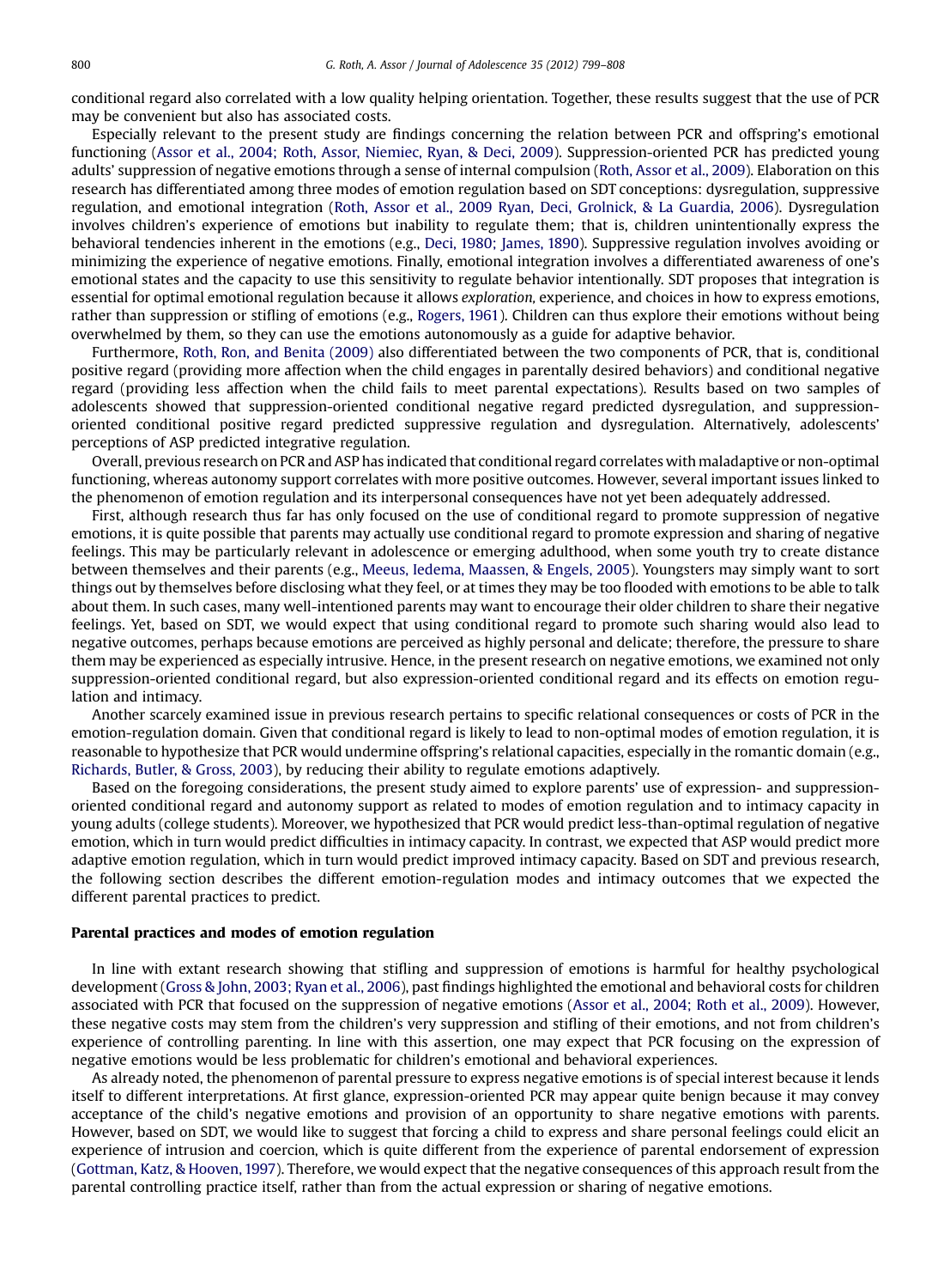conditional regard also correlated with a low quality helping orientation. Together, these results suggest that the use of PCR may be convenient but also has associated costs.

Especially relevant to the present study are findings concerning the relation between PCR and offspring's emotional functioning (Assor et al., 2004; Roth, Assor, Niemiec, Ryan, & Deci, 2009). Suppression-oriented PCR has predicted young adults' suppression of negative emotions through a sense of internal compulsion (Roth, Assor et al., 2009). Elaboration on this research has differentiated among three modes of emotion regulation based on SDT conceptions: dysregulation, suppressive regulation, and emotional integration (Roth, Assor et al., 2009 Ryan, Deci, Grolnick, & La Guardia, 2006). Dysregulation involves children's experience of emotions but inability to regulate them; that is, children unintentionally express the behavioral tendencies inherent in the emotions (e.g., Deci, 1980; James, 1890). Suppressive regulation involves avoiding or minimizing the experience of negative emotions. Finally, emotional integration involves a differentiated awareness of one's emotional states and the capacity to use this sensitivity to regulate behavior intentionally. SDT proposes that integration is essential for optimal emotional regulation because it allows *exploration*, experience, and choices in how to express emotions, rather than suppression or stifling of emotions (e.g., Rogers, 1961). Children can thus explore their emotions without being overwhelmed by them, so they can use the emotions autonomously as a guide for adaptive behavior.

Furthermore, Roth, Ron, and Benita (2009) also differentiated between the two components of PCR, that is, conditional positive regard (providing more affection when the child engages in parentally desired behaviors) and conditional negative regard (providing less affection when the child fails to meet parental expectations). Results based on two samples of adolescents showed that suppression-oriented conditional negative regard predicted dysregulation, and suppression-oriented conditional positive regard predicted suppressive regulation and dysregulation. Alternatively, adolescents' perceptions of ASP predicted integrative regulation.

Overall, previous research on PCR and ASP has indicated that conditional regard correlates with maladaptive or non-optimal functioning, whereas autonomy support correlates with more positive outcomes. However, several important issues linked to the phenomenon of emotion regulation and its interpersonal consequences have not yet been adequately addressed.

First, although research thus far has only focused on the use of conditional regard to promote suppression of negative emotions, it is quite possible that parents may actually use conditional regard to promote expression and sharing of negative feelings. This may be particularly relevant in adolescence or emerging adulthood, when some youth try to create distance between themselves and their parents (e.g., Meeus, Iedema, Maassen, & Engels, 2005). Youngsters may simply want to sort things out by themselves before disclosing what they feel, or at times they may be too flooded with emotions to be able to talk about them. In such cases, many well-intentioned parents may want to encourage their older children to share their negative feelings. Yet, based on SDT, we would expect that using conditional regard to promote such sharing would also lead to negative outcomes, perhaps because emotions are perceived as highly personal and delicate; therefore, the pressure to share them may be experienced as especially intrusive. Hence, in the present research on negative emotions, we examined not only suppression-oriented conditional regard, but also expression-oriented conditional regard and its effects on emotion regulation and intimacy.

Another scarcely examined issue in previous research pertains to specific relational consequences or costs of PCR in the emotion-regulation domain. Given that conditional regard is likely to lead to non-optimal modes of emotion regulation, it is reasonable to hypothesize that PCR would undermine offspring's relational capacities, especially in the romantic domain (e.g., Richards, Butler, & Gross, 2003), by reducing their ability to regulate emotions adaptively.

Based on the foregoing considerations, the present study aimed to explore parents' use of expression- and suppression-oriented conditional regard and autonomy support as related to modes of emotion regulation and to intimacy capacity in young adults (college students). Moreover, we hypothesized that PCR would predict less-than-optimal regulation of negative emotion, which in turn would predict difficulties in intimacy capacity. In contrast, we expected that ASP would predict more adaptive emotion regulation, which in turn would predict improved intimacy capacity. Based on SDT and previous research, the following section describes the different emotion-regulation modes and intimacy outcomes that we expected the different parental practices to predict.

## Parental practices and modes of emotion regulation

In line with extant research showing that stifling and suppression of emotions is harmful for healthy psychological development (Gross & John, 2003; Ryan et al., 2006), past findings highlighted the emotional and behavioral costs for children associated with PCR that focused on the suppression of negative emotions (Assor et al., 2004; Roth et al., 2009). However, these negative costs may stem from the children's very suppression and stifling of their emotions, and not from children's experience of controlling parenting. In line with this assertion, one may expect that PCR focusing on the expression of negative emotions would be less problematic for children's emotional and behavioral experiences.

As already noted, the phenomenon of parental pressure to express negative emotions is of special interest because it lends itself to different interpretations. At first glance, expression-oriented PCR may appear quite benign because it may convey acceptance of the child's negative emotions and provision of an opportunity to share negative emotions with parents. However, based on SDT, we would like to suggest that forcing a child to express and share personal feelings could elicit an experience of intrusion and coercion, which is quite different from the experience of parental endorsement of expression (Gottman, Katz, & Hooven, 1997). Therefore, we would expect that the negative consequences of this approach result from the parental controlling practice itself, rather than from the actual expression or sharing of negative emotions.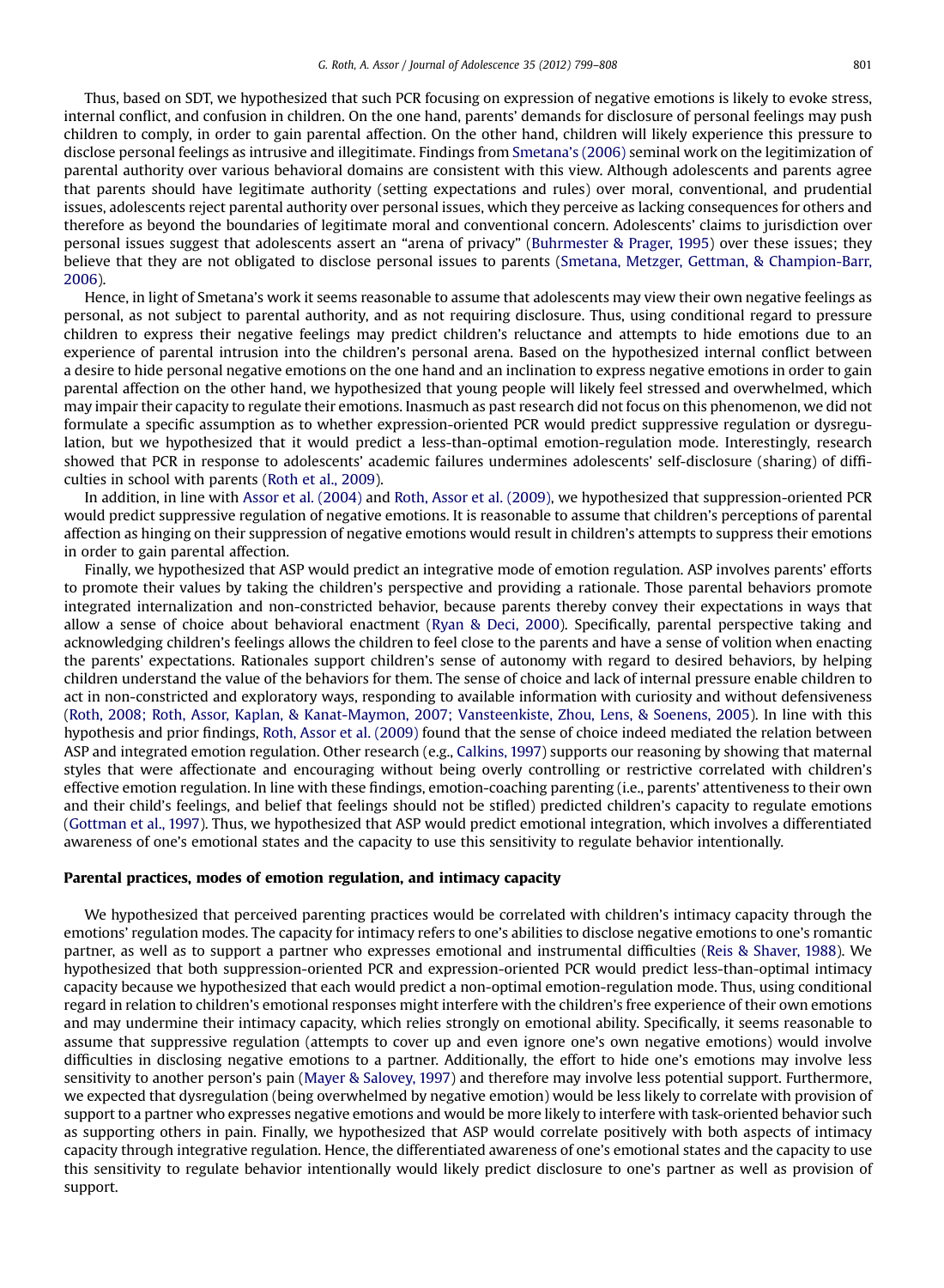Thus, based on SDT, we hypothesized that such PCR focusing on expression of negative emotions is likely to evoke stress, internal conflict, and confusion in children. On the one hand, parents' demands for disclosure of personal feelings may push children to comply, in order to gain parental affection. On the other hand, children will likely experience this pressure to disclose personal feelings as intrusive and illegitimate. Findings from Smetana's (2006) seminal work on the legitimization of parental authority over various behavioral domains are consistent with this view. Although adolescents and parents agree that parents should have legitimate authority (setting expectations and rules) over moral, conventional, and prudential issues, adolescents reject parental authority over personal issues, which they perceive as lacking consequences for others and therefore as beyond the boundaries of legitimate moral and conventional concern. Adolescents' claims to jurisdiction over personal issues suggest that adolescents assert an "arena of privacy" (Buhrmester & Prager, 1995) over these issues; they believe that they are not obligated to disclose personal issues to parents (Smetana, Metzger, Gettman, & Champion-Barr, 2006).

Hence, in light of Smetana's work it seems reasonable to assume that adolescents may view their own negative feelings as personal, as not subject to parental authority, and as not requiring disclosure. Thus, using conditional regard to pressure children to express their negative feelings may predict children's reluctance and attempts to hide emotions due to an experience of parental intrusion into the children's personal arena. Based on the hypothesized internal conflict between a desire to hide personal negative emotions on the one hand and an inclination to express negative emotions in order to gain parental affection on the other hand, we hypothesized that young people will likely feel stressed and overwhelmed, which may impair their capacity to regulate their emotions. Inasmuch as past research did not focus on this phenomenon, we did not formulate a specific assumption as to whether expression-oriented PCR would predict suppressive regulation or dysregulation, but we hypothesized that it would predict a less-than-optimal emotion-regulation mode. Interestingly, research showed that PCR in response to adolescents' academic failures undermines adolescents' self-disclosure (sharing) of difficulties in school with parents (Roth et al., 2009).

In addition, in line with Assor et al. (2004) and Roth, Assor et al. (2009), we hypothesized that suppression-oriented PCR would predict suppressive regulation of negative emotions. It is reasonable to assume that children's perceptions of parental affection as hinging on their suppression of negative emotions would result in children's attempts to suppress their emotions in order to gain parental affection.

Finally, we hypothesized that ASP would predict an integrative mode of emotion regulation. ASP involves parents' efforts to promote their values by taking the children's perspective and providing a rationale. Those parental behaviors promote integrated internalization and non-constricted behavior, because parents thereby convey their expectations in ways that allow a sense of choice about behavioral enactment (Ryan & Deci, 2000). Specifically, parental perspective taking and acknowledging children's feelings allows the children to feel close to the parents and have a sense of volition when enacting the parents' expectations. Rationales support children's sense of autonomy with regard to desired behaviors, by helping children understand the value of the behaviors for them. The sense of choice and lack of internal pressure enable children to act in non-constricted and exploratory ways, responding to available information with curiosity and without defensiveness (Roth, 2008; Roth, Assor, Kaplan, & Kanat-Maymon, 2007; Vansteenkiste, Zhou, Lens, & Soenens, 2005). In line with this hypothesis and prior findings, Roth, Assor et al. (2009) found that the sense of choice indeed mediated the relation between ASP and integrated emotion regulation. Other research (e.g., Calkins, 1997) supports our reasoning by showing that maternal styles that were affectionate and encouraging without being overly controlling or restrictive correlated with children's effective emotion regulation. In line with these findings, emotion-coaching parenting (i.e., parents' attentiveness to their own and their child's feelings, and belief that feelings should not be stifled) predicted children's capacity to regulate emotions (Gottman et al., 1997). Thus, we hypothesized that ASP would predict emotional integration, which involves a differentiated awareness of one's emotional states and the capacity to use this sensitivity to regulate behavior intentionally.

## Parental practices, modes of emotion regulation, and intimacy capacity

We hypothesized that perceived parenting practices would be correlated with children's intimacy capacity through the emotions' regulation modes. The capacity for intimacy refers to one's abilities to disclose negative emotions to one's romantic partner, as well as to support a partner who expresses emotional and instrumental difficulties (Reis & Shaver, 1988). We hypothesized that both suppression-oriented PCR and expression-oriented PCR would predict less-than-optimal intimacy capacity because we hypothesized that each would predict a non-optimal emotion-regulation mode. Thus, using conditional regard in relation to children's emotional responses might interfere with the children's free experience of their own emotions and may undermine their intimacy capacity, which relies strongly on emotional ability. Specifically, it seems reasonable to assume that suppressive regulation (attempts to cover up and even ignore one's own negative emotions) would involve difficulties in disclosing negative emotions to a partner. Additionally, the effort to hide one's emotions may involve less sensitivity to another person's pain (Mayer & Salovey, 1997) and therefore may involve less potential support. Furthermore, we expected that dysregulation (being overwhelmed by negative emotion) would be less likely to correlate with provision of support to a partner who expresses negative emotions and would be more likely to interfere with task-oriented behavior such as supporting others in pain. Finally, we hypothesized that ASP would correlate positively with both aspects of intimacy capacity through integrative regulation. Hence, the differentiated awareness of one's emotional states and the capacity to use this sensitivity to regulate behavior intentionally would likely predict disclosure to one's partner as well as provision of support.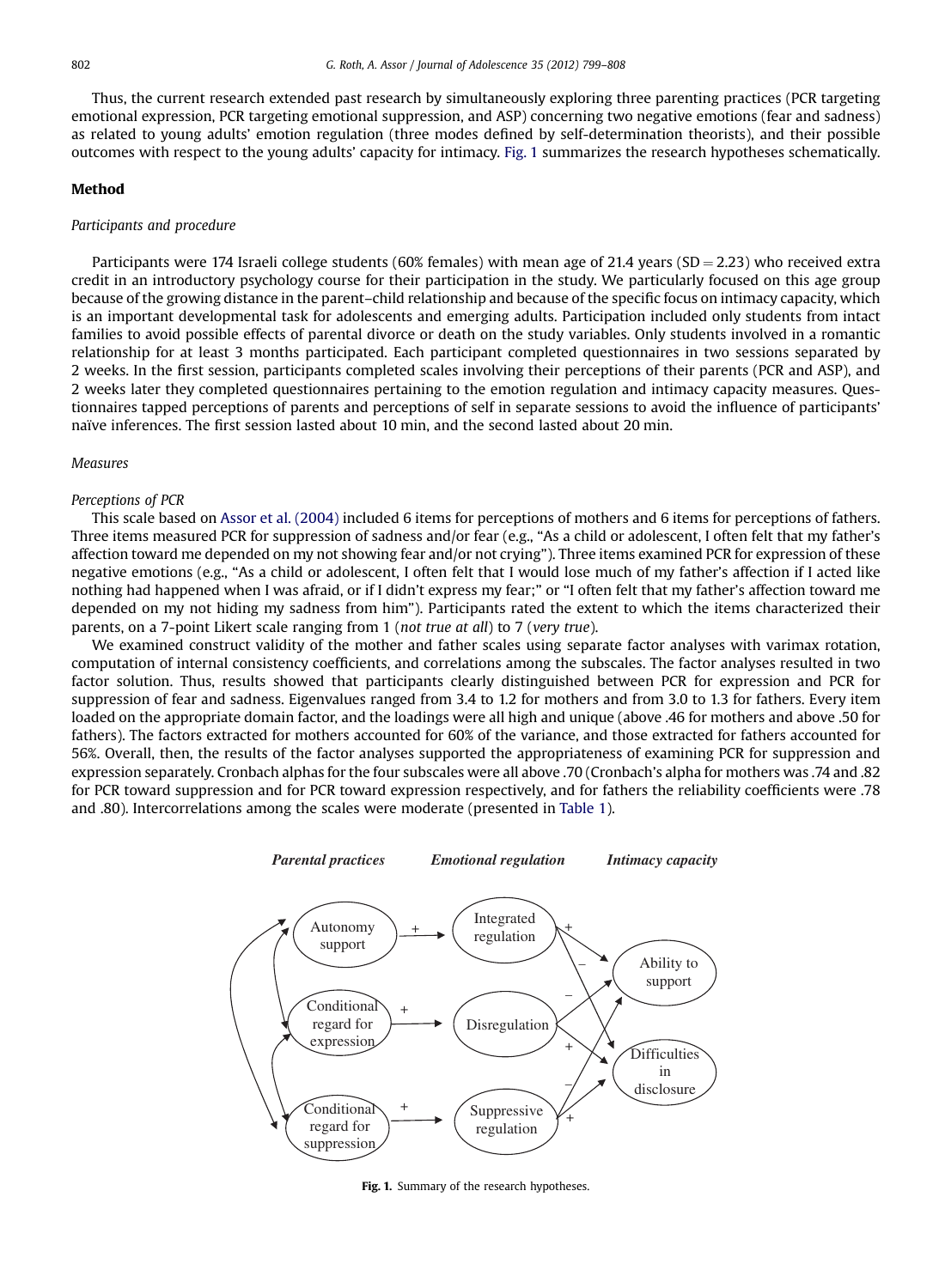Thus, the current research extended past research by simultaneously exploring three parenting practices (PCR targeting emotional expression, PCR targeting emotional suppression, and ASP) concerning two negative emotions (fear and sadness) as related to young adults' emotion regulation (three modes defined by self-determination theorists), and their possible outcomes with respect to the young adults' capacity for intimacy. Fig. 1 summarizes the research hypotheses schematically.

## Method

### *Participants and procedure*

Participants were 174 Israeli college students (60% females) with mean age of 21.4 years (SD = 2.23) who received extra credit in an introductory psychology course for their participation in the study. We particularly focused on this age group because of the growing distance in the parent–child relationship and because of the specific focus on intimacy capacity, which is an important developmental task for adolescents and emerging adults. Participation included only students from intact families to avoid possible effects of parental divorce or death on the study variables. Only students involved in a romantic relationship for at least 3 months participated. Each participant completed questionnaires in two sessions separated by 2 weeks. In the first session, participants completed scales involving their perceptions of their parents (PCR and ASP), and 2 weeks later they completed questionnaires pertaining to the emotion regulation and intimacy capacity measures. Questionnaires tapped perceptions of parents and perceptions of self in separate sessions to avoid the influence of participants' naïve inferences. The first session lasted about 10 min, and the second lasted about 20 min.

### *Measures*

#### *Perceptions of PCR*

This scale based on Assor et al. (2004) included 6 items for perceptions of mothers and 6 items for perceptions of fathers. Three items measured PCR for suppression of sadness and/or fear (e.g., "As a child or adolescent, I often felt that my father's affection toward me depended on my not showing fear and/or not crying"). Three items examined PCR for expression of these negative emotions (e.g., "As a child or adolescent, I often felt that I would lose much of my father's affection if I acted like nothing had happened when I was afraid, or if I didn't express my fear;" or "I often felt that my father's affection toward me depended on my not hiding my sadness from him"). Participants rated the extent to which the items characterized their parents, on a 7-point Likert scale ranging from 1 (*not true at all*) to 7 (*very true*).

We examined construct validity of the mother and father scales using separate factor analyses with varimax rotation, computation of internal consistency coefficients, and correlations among the subscales. The factor analyses resulted in two factor solution. Thus, results showed that participants clearly distinguished between PCR for expression and PCR for suppression of fear and sadness. Eigenvalues ranged from 3.4 to 1.2 for mothers and from 3.0 to 1.3 for fathers. Every item loaded on the appropriate domain factor, and the loadings were all high and unique (above .46 for mothers and above .50 for fathers). The factors extracted for mothers accounted for 60% of the variance, and those extracted for fathers accounted for 56%. Overall, then, the results of the factor analyses supported the appropriateness of examining PCR for suppression and expression separately. Cronbach alphas for the four subscales were all above .70 (Cronbach's alpha for mothers was .74 and .82 for PCR toward suppression and for PCR toward expression respectively, and for fathers the reliability coefficients were .78 and .80). Intercorrelations among the scales were moderate (presented in Table 1).

Fig. 1. Summary of the research hypotheses.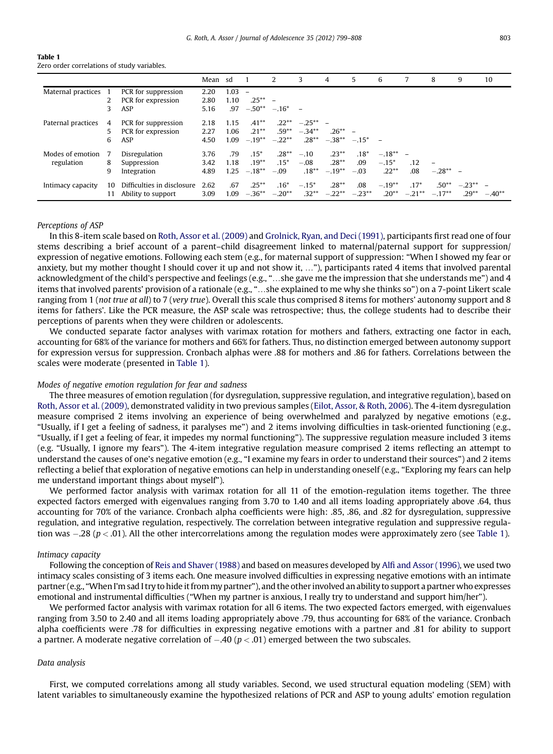**Table 1**
Zero order correlations of study variables.

| | | | Mean | sd | 1 | 2 | 3 | 4 | 5 | 6 | 7 | 8 | 9 | 10 |
|---|---|---|---|---|---|---|---|---|---|---|---|---|---|---|
| Maternal practices | 1 | PCR for suppression | 2.20 | 1.03 | – | | | | | | | | | |
| | 2 | PCR for expression | 2.80 | 1.10 | .25** | – | | | | | | | | |
| | 3 | ASP | 5.16 | .97 | −.50** | −.16* | – | | | | | | | |
| Paternal practices | 4 | PCR for suppression | 2.18 | 1.15 | .41** | .22** | −.25** | – | | | | | | |
| | 5 | PCR for expression | 2.27 | 1.06 | .21** | .59** | −.34** | .26** | – | | | | | |
| | 6 | ASP | 4.50 | 1.09 | −.19** | −.22** | .28** | −.38** | −.15* | – | | | | |
| Modes of emotion regulation | 7 | Disregulation | 3.76 | .79 | .15* | .28** | −.10 | .23** | .18* | −.18** | – | | | |
| | 8 | Suppression | 3.42 | 1.18 | .19** | .15* | −.08 | .28** | .09 | −.15* | .12 | – | | |
| | 9 | Integration | 4.89 | 1.25 | −.18** | −.09 | .18** | −.19** | −.03 | .22** | .08 | −.28** | – | |
| Intimacy capacity | 10 | Difficulties in disclosure | 2.62 | .67 | .25** | .16* | −.15* | .28** | .08 | −.19** | .17* | .50** | −.23** | – |
| | 11 | Ability to support | 3.09 | 1.09 | −.36** | −.20** | .32** | −.22** | −.23** | .20** | −.21** | −.17** | .29** | −.40** |

*Perceptions of ASP*

In this 8-item scale based on Roth, Assor et al. (2009) and Grolnick, Ryan, and Deci (1991), participants first read one of four stems describing a brief account of a parent–child disagreement linked to maternal/paternal support for suppression/expression of negative emotions. Following each stem (e.g., for maternal support of suppression: "When I showed my fear or anxiety, but my mother thought I should cover it up and not show it, …"), participants rated 4 items that involved parental acknowledgment of the child's perspective and feelings (e.g., "…she gave me the impression that she understands me") and 4 items that involved parents' provision of a rationale (e.g., "…she explained to me why she thinks so") on a 7-point Likert scale ranging from 1 (*not true at all*) to 7 (*very true*). Overall this scale thus comprised 8 items for mothers' autonomy support and 8 items for fathers'. Like the PCR measure, the ASP scale was retrospective; thus, the college students had to describe their perceptions of parents when they were children or adolescents.

We conducted separate factor analyses with varimax rotation for mothers and fathers, extracting one factor in each, accounting for 68% of the variance for mothers and 66% for fathers. Thus, no distinction emerged between autonomy support for expression versus for suppression. Cronbach alphas were .88 for mothers and .86 for fathers. Correlations between the scales were moderate (presented in Table 1).

*Modes of negative emotion regulation for fear and sadness*

The three measures of emotion regulation (for dysregulation, suppressive regulation, and integrative regulation), based on Roth, Assor et al. (2009), demonstrated validity in two previous samples (Eilot, Assor, & Roth, 2006). The 4-item dysregulation measure comprised 2 items involving an experience of being overwhelmed and paralyzed by negative emotions (e.g., "Usually, if I get a feeling of sadness, it paralyses me") and 2 items involving difficulties in task-oriented functioning (e.g., "Usually, if I get a feeling of fear, it impedes my normal functioning"). The suppressive regulation measure included 3 items (e.g. "Usually, I ignore my fears"). The 4-item integrative regulation measure comprised 2 items reflecting an attempt to understand the causes of one's negative emotion (e.g., "I examine my fears in order to understand their sources") and 2 items reflecting a belief that exploration of negative emotions can help in understanding oneself (e.g., "Exploring my fears can help me understand important things about myself").

We performed factor analysis with varimax rotation for all 11 of the emotion-regulation items together. The three expected factors emerged with eigenvalues ranging from 3.70 to 1.40 and all items loading appropriately above .64, thus accounting for 70% of the variance. Cronbach alpha coefficients were high: .85, .86, and .82 for dysregulation, suppressive regulation, and integrative regulation, respectively. The correlation between integrative regulation and suppressive regulation was −.28 ($p < .01$). All the other intercorrelations among the regulation modes were approximately zero (see Table 1).

*Intimacy capacity*

Following the conception of Reis and Shaver (1988) and based on measures developed by Alfi and Assor (1996), we used two intimacy scales consisting of 3 items each. One measure involved difficulties in expressing negative emotions with an intimate partner (e.g., "When I'm sad I try to hide it from my partner"), and the other involved an ability to support a partner who expresses emotional and instrumental difficulties ("When my partner is anxious, I really try to understand and support him/her").

We performed factor analysis with varimax rotation for all 6 items. The two expected factors emerged, with eigenvalues ranging from 3.50 to 2.40 and all items loading appropriately above .79, thus accounting for 68% of the variance. Cronbach alpha coefficients were .78 for difficulties in expressing negative emotions with a partner and .81 for ability to support a partner. A moderate negative correlation of −.40 ($p < .01$) emerged between the two subscales.

*Data analysis*

First, we computed correlations among all study variables. Second, we used structural equation modeling (SEM) with latent variables to simultaneously examine the hypothesized relations of PCR and ASP to young adults' emotion regulation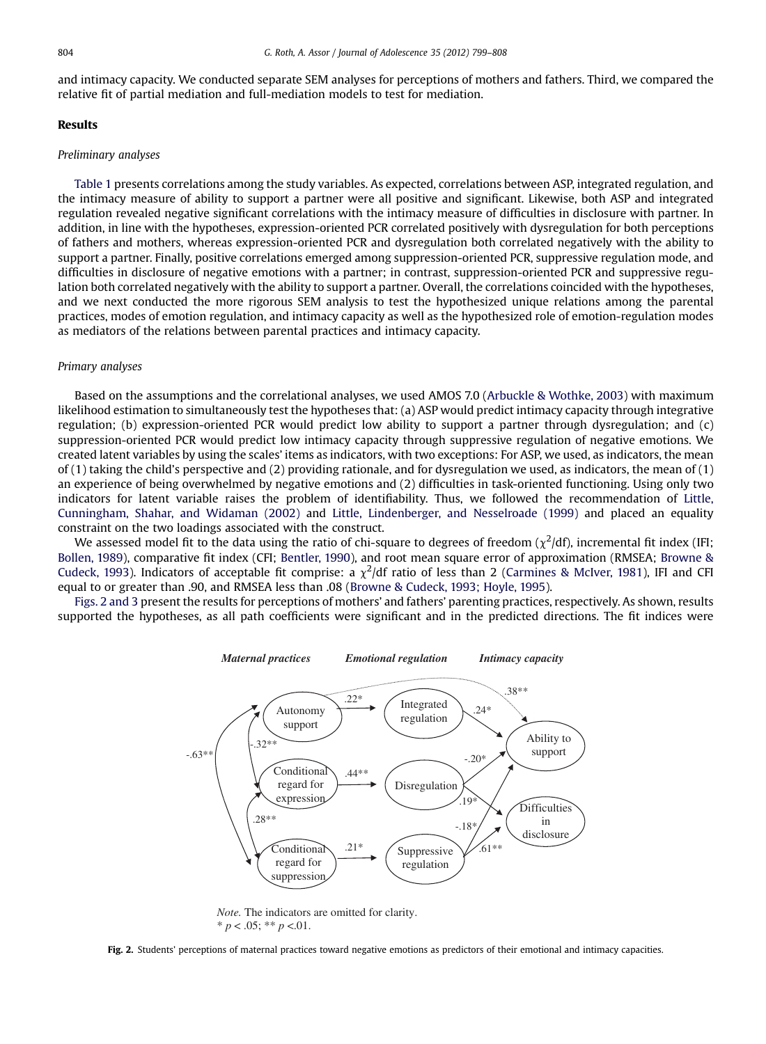and intimacy capacity. We conducted separate SEM analyses for perceptions of mothers and fathers. Third, we compared the relative fit of partial mediation and full-mediation models to test for mediation.

## Results

### *Preliminary analyses*

Table 1 presents correlations among the study variables. As expected, correlations between ASP, integrated regulation, and the intimacy measure of ability to support a partner were all positive and significant. Likewise, both ASP and integrated regulation revealed negative significant correlations with the intimacy measure of difficulties in disclosure with partner. In addition, in line with the hypotheses, expression-oriented PCR correlated positively with dysregulation for both perceptions of fathers and mothers, whereas expression-oriented PCR and dysregulation both correlated negatively with the ability to support a partner. Finally, positive correlations emerged among suppression-oriented PCR, suppressive regulation mode, and difficulties in disclosure of negative emotions with a partner; in contrast, suppression-oriented PCR and suppressive regulation both correlated negatively with the ability to support a partner. Overall, the correlations coincided with the hypotheses, and we next conducted the more rigorous SEM analysis to test the hypothesized unique relations among the parental practices, modes of emotion regulation, and intimacy capacity as well as the hypothesized role of emotion-regulation modes as mediators of the relations between parental practices and intimacy capacity.

### *Primary analyses*

Based on the assumptions and the correlational analyses, we used AMOS 7.0 (Arbuckle & Wothke, 2003) with maximum likelihood estimation to simultaneously test the hypotheses that: (a) ASP would predict intimacy capacity through integrative regulation; (b) expression-oriented PCR would predict low ability to support a partner through dysregulation; and (c) suppression-oriented PCR would predict low intimacy capacity through suppressive regulation of negative emotions. We created latent variables by using the scales' items as indicators, with two exceptions: For ASP, we used, as indicators, the mean of (1) taking the child's perspective and (2) providing rationale, and for dysregulation we used, as indicators, the mean of (1) an experience of being overwhelmed by negative emotions and (2) difficulties in task-oriented functioning. Using only two indicators for latent variable raises the problem of identifiability. Thus, we followed the recommendation of Little, Cunningham, Shahar, and Widaman (2002) and Little, Lindenberger, and Nesselroade (1999) and placed an equality constraint on the two loadings associated with the construct.

We assessed model fit to the data using the ratio of chi-square to degrees of freedom ($\chi^2$/df), incremental fit index (IFI; Bollen, 1989), comparative fit index (CFI; Bentler, 1990), and root mean square error of approximation (RMSEA; Browne & Cudeck, 1993). Indicators of acceptable fit comprise: a $\chi^2$/df ratio of less than 2 (Carmines & McIver, 1981), IFI and CFI equal to or greater than .90, and RMSEA less than .08 (Browne & Cudeck, 1993; Hoyle, 1995).

Figs. 2 and 3 present the results for perceptions of mothers' and fathers' parenting practices, respectively. As shown, results supported the hypotheses, as all path coefficients were significant and in the predicted directions. The fit indices were

*Maternal practices* *Emotional regulation* *Intimacy capacity*

Autonomy support
Conditional regard for expression
Conditional regard for suppression
Integrated regulation
Disregulation
Suppressive regulation
Ability to support
Difficulties in disclosure

.22* .24* .38** -.32** -.63** .44** -.20* .19* .28** .21* -.18* .61**

*Note.* The indicators are omitted for clarity.
* $p < .05$; ** $p < .01$.

**Fig. 2.** Students' perceptions of maternal practices toward negative emotions as predictors of their emotional and intimacy capacities.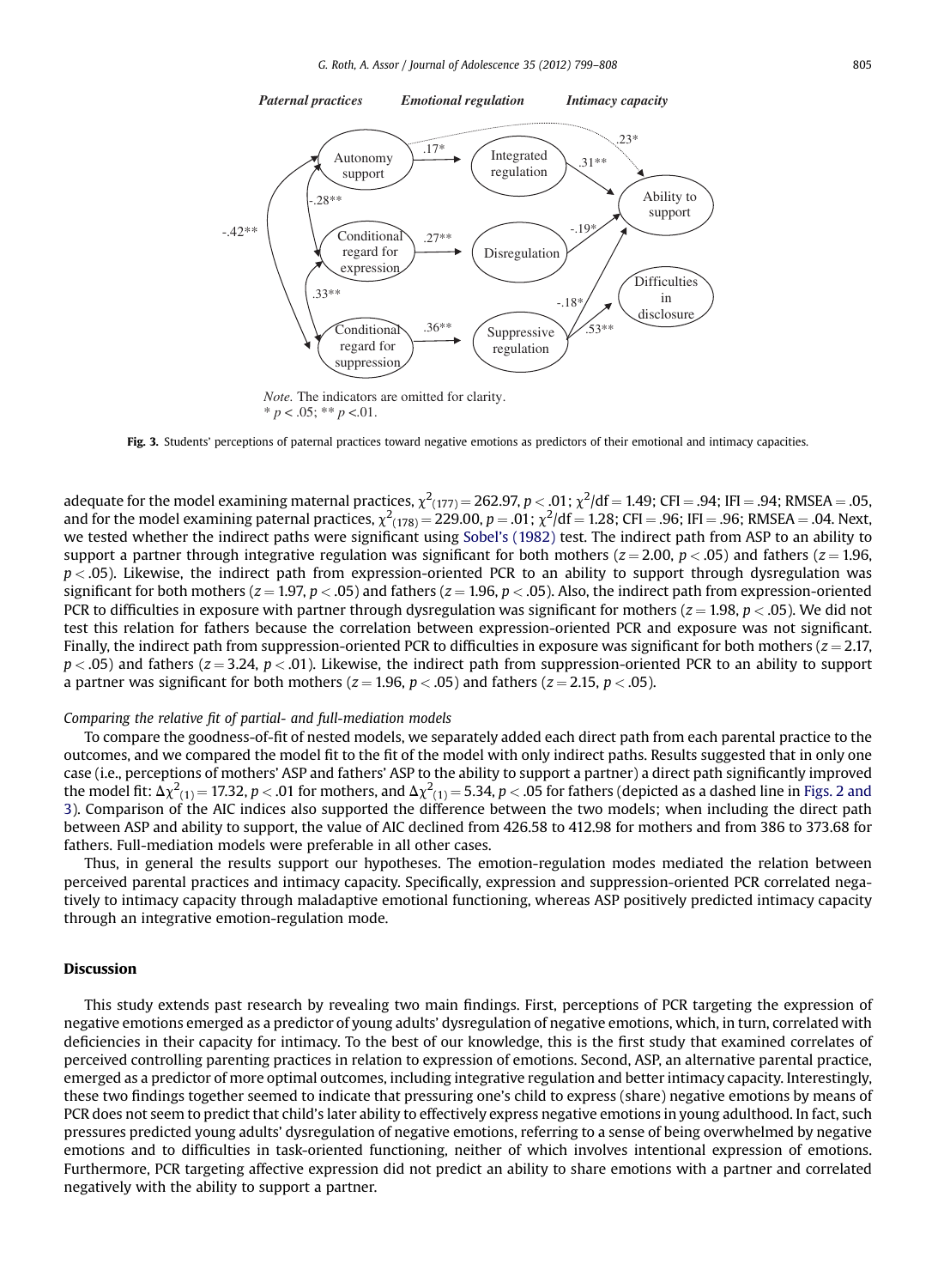Paternal practices Emotional regulation Intimacy capacity

Note. The indicators are omitted for clarity.
* $p < .05$; ** $p < .01$.

**Fig. 3.** Students' perceptions of paternal practices toward negative emotions as predictors of their emotional and intimacy capacities.

adequate for the model examining maternal practices, $\chi^2_{(177)} = 262.97$, $p < .01$; $\chi^2/\text{df} = 1.49$; CFI = .94; IFI = .94; RMSEA = .05, and for the model examining paternal practices, $\chi^2_{(178)} = 229.00$, $p = .01$; $\chi^2/\text{df} = 1.28$; CFI = .96; IFI = .96; RMSEA = .04. Next, we tested whether the indirect paths were significant using Sobel's (1982) test. The indirect path from ASP to an ability to support a partner through integrative regulation was significant for both mothers ($z = 2.00$, $p < .05$) and fathers ($z = 1.96$, $p < .05$). Likewise, the indirect path from expression-oriented PCR to an ability to support through dysregulation was significant for both mothers ($z = 1.97$, $p < .05$) and fathers ($z = 1.96$, $p < .05$). Also, the indirect path from expression-oriented PCR to difficulties in exposure with partner through dysregulation was significant for mothers ($z = 1.98$, $p < .05$). We did not test this relation for fathers because the correlation between expression-oriented PCR and exposure was not significant. Finally, the indirect path from suppression-oriented PCR to difficulties in exposure was significant for both mothers ($z = 2.17$, $p < .05$) and fathers ($z = 3.24$, $p < .01$). Likewise, the indirect path from suppression-oriented PCR to an ability to support a partner was significant for both mothers ($z = 1.96$, $p < .05$) and fathers ($z = 2.15$, $p < .05$).

*Comparing the relative fit of partial- and full-mediation models*

To compare the goodness-of-fit of nested models, we separately added each direct path from each parental practice to the outcomes, and we compared the model fit to the fit of the model with only indirect paths. Results suggested that in only one case (i.e., perceptions of mothers' ASP and fathers' ASP to the ability to support a partner) a direct path significantly improved the model fit: $\Delta\chi^2_{(1)} = 17.32$, $p < .01$ for mothers, and $\Delta\chi^2_{(1)} = 5.34$, $p < .05$ for fathers (depicted as a dashed line in Figs. 2 and 3). Comparison of the AIC indices also supported the difference between the two models; when including the direct path between ASP and ability to support, the value of AIC declined from 426.58 to 412.98 for mothers and from 386 to 373.68 for fathers. Full-mediation models were preferable in all other cases.

Thus, in general the results support our hypotheses. The emotion-regulation modes mediated the relation between perceived parental practices and intimacy capacity. Specifically, expression and suppression-oriented PCR correlated negatively to intimacy capacity through maladaptive emotional functioning, whereas ASP positively predicted intimacy capacity through an integrative emotion-regulation mode.

## Discussion

This study extends past research by revealing two main findings. First, perceptions of PCR targeting the expression of negative emotions emerged as a predictor of young adults' dysregulation of negative emotions, which, in turn, correlated with deficiencies in their capacity for intimacy. To the best of our knowledge, this is the first study that examined correlates of perceived controlling parenting practices in relation to expression of emotions. Second, ASP, an alternative parental practice, emerged as a predictor of more optimal outcomes, including integrative regulation and better intimacy capacity. Interestingly, these two findings together seemed to indicate that pressuring one's child to express (share) negative emotions by means of PCR does not seem to predict that child's later ability to effectively express negative emotions in young adulthood. In fact, such pressures predicted young adults' dysregulation of negative emotions, referring to a sense of being overwhelmed by negative emotions and to difficulties in task-oriented functioning, neither of which involves intentional expression of emotions. Furthermore, PCR targeting affective expression did not predict an ability to share emotions with a partner and correlated negatively with the ability to support a partner.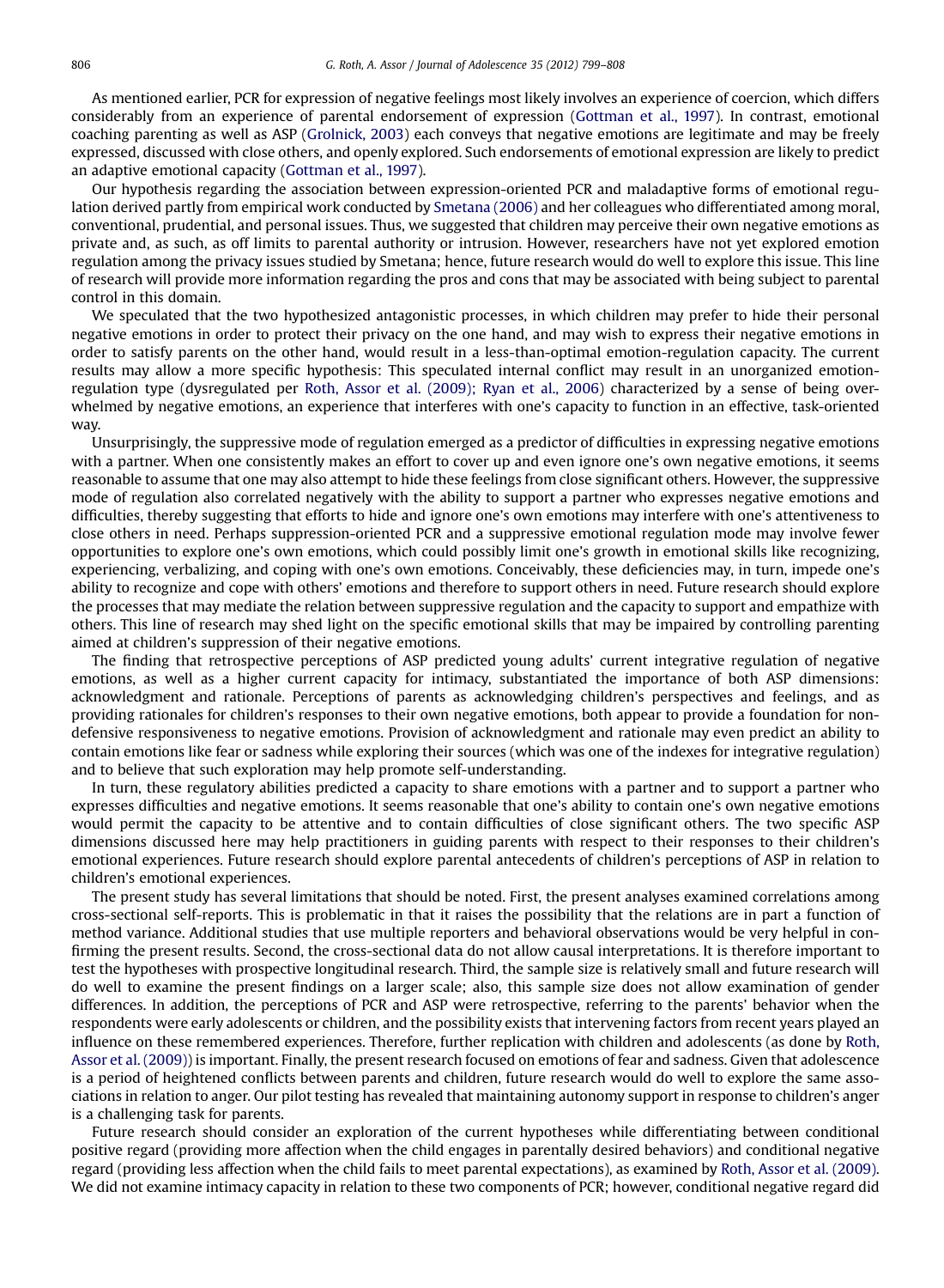As mentioned earlier, PCR for expression of negative feelings most likely involves an experience of coercion, which differs considerably from an experience of parental endorsement of expression (Gottman et al., 1997). In contrast, emotional coaching parenting as well as ASP (Grolnick, 2003) each conveys that negative emotions are legitimate and may be freely expressed, discussed with close others, and openly explored. Such endorsements of emotional expression are likely to predict an adaptive emotional capacity (Gottman et al., 1997).

Our hypothesis regarding the association between expression-oriented PCR and maladaptive forms of emotional regulation derived partly from empirical work conducted by Smetana (2006) and her colleagues who differentiated among moral, conventional, prudential, and personal issues. Thus, we suggested that children may perceive their own negative emotions as private and, as such, as off limits to parental authority or intrusion. However, researchers have not yet explored emotion regulation among the privacy issues studied by Smetana; hence, future research would do well to explore this issue. This line of research will provide more information regarding the pros and cons that may be associated with being subject to parental control in this domain.

We speculated that the two hypothesized antagonistic processes, in which children may prefer to hide their personal negative emotions in order to protect their privacy on the one hand, and may wish to express their negative emotions in order to satisfy parents on the other hand, would result in a less-than-optimal emotion-regulation capacity. The current results may allow a more specific hypothesis: This speculated internal conflict may result in an unorganized emotion-regulation type (dysregulated per Roth, Assor et al. (2009); Ryan et al., 2006) characterized by a sense of being overwhelmed by negative emotions, an experience that interferes with one's capacity to function in an effective, task-oriented way.

Unsurprisingly, the suppressive mode of regulation emerged as a predictor of difficulties in expressing negative emotions with a partner. When one consistently makes an effort to cover up and even ignore one's own negative emotions, it seems reasonable to assume that one may also attempt to hide these feelings from close significant others. However, the suppressive mode of regulation also correlated negatively with the ability to support a partner who expresses negative emotions and difficulties, thereby suggesting that efforts to hide and ignore one's own emotions may interfere with one's attentiveness to close others in need. Perhaps suppression-oriented PCR and a suppressive emotional regulation mode may involve fewer opportunities to explore one's own emotions, which could possibly limit one's growth in emotional skills like recognizing, experiencing, verbalizing, and coping with one's own emotions. Conceivably, these deficiencies may, in turn, impede one's ability to recognize and cope with others' emotions and therefore to support others in need. Future research should explore the processes that may mediate the relation between suppressive regulation and the capacity to support and empathize with others. This line of research may shed light on the specific emotional skills that may be impaired by controlling parenting aimed at children's suppression of their negative emotions.

The finding that retrospective perceptions of ASP predicted young adults' current integrative regulation of negative emotions, as well as a higher current capacity for intimacy, substantiated the importance of both ASP dimensions: acknowledgment and rationale. Perceptions of parents as acknowledging children's perspectives and feelings, and as providing rationales for children's responses to their own negative emotions, both appear to provide a foundation for non-defensive responsiveness to negative emotions. Provision of acknowledgment and rationale may even predict an ability to contain emotions like fear or sadness while exploring their sources (which was one of the indexes for integrative regulation) and to believe that such exploration may help promote self-understanding.

In turn, these regulatory abilities predicted a capacity to share emotions with a partner and to support a partner who expresses difficulties and negative emotions. It seems reasonable that one's ability to contain one's own negative emotions would permit the capacity to be attentive and to contain difficulties of close significant others. The two specific ASP dimensions discussed here may help practitioners in guiding parents with respect to their responses to their children's emotional experiences. Future research should explore parental antecedents of children's perceptions of ASP in relation to children's emotional experiences.

The present study has several limitations that should be noted. First, the present analyses examined correlations among cross-sectional self-reports. This is problematic in that it raises the possibility that the relations are in part a function of method variance. Additional studies that use multiple reporters and behavioral observations would be very helpful in confirming the present results. Second, the cross-sectional data do not allow causal interpretations. It is therefore important to test the hypotheses with prospective longitudinal research. Third, the sample size is relatively small and future research will do well to examine the present findings on a larger scale; also, this sample size does not allow examination of gender differences. In addition, the perceptions of PCR and ASP were retrospective, referring to the parents' behavior when the respondents were early adolescents or children, and the possibility exists that intervening factors from recent years played an influence on these remembered experiences. Therefore, further replication with children and adolescents (as done by Roth, Assor et al. (2009)) is important. Finally, the present research focused on emotions of fear and sadness. Given that adolescence is a period of heightened conflicts between parents and children, future research would do well to explore the same associations in relation to anger. Our pilot testing has revealed that maintaining autonomy support in response to children's anger is a challenging task for parents.

Future research should consider an exploration of the current hypotheses while differentiating between conditional positive regard (providing more affection when the child engages in parentally desired behaviors) and conditional negative regard (providing less affection when the child fails to meet parental expectations), as examined by Roth, Assor et al. (2009). We did not examine intimacy capacity in relation to these two components of PCR; however, conditional negative regard did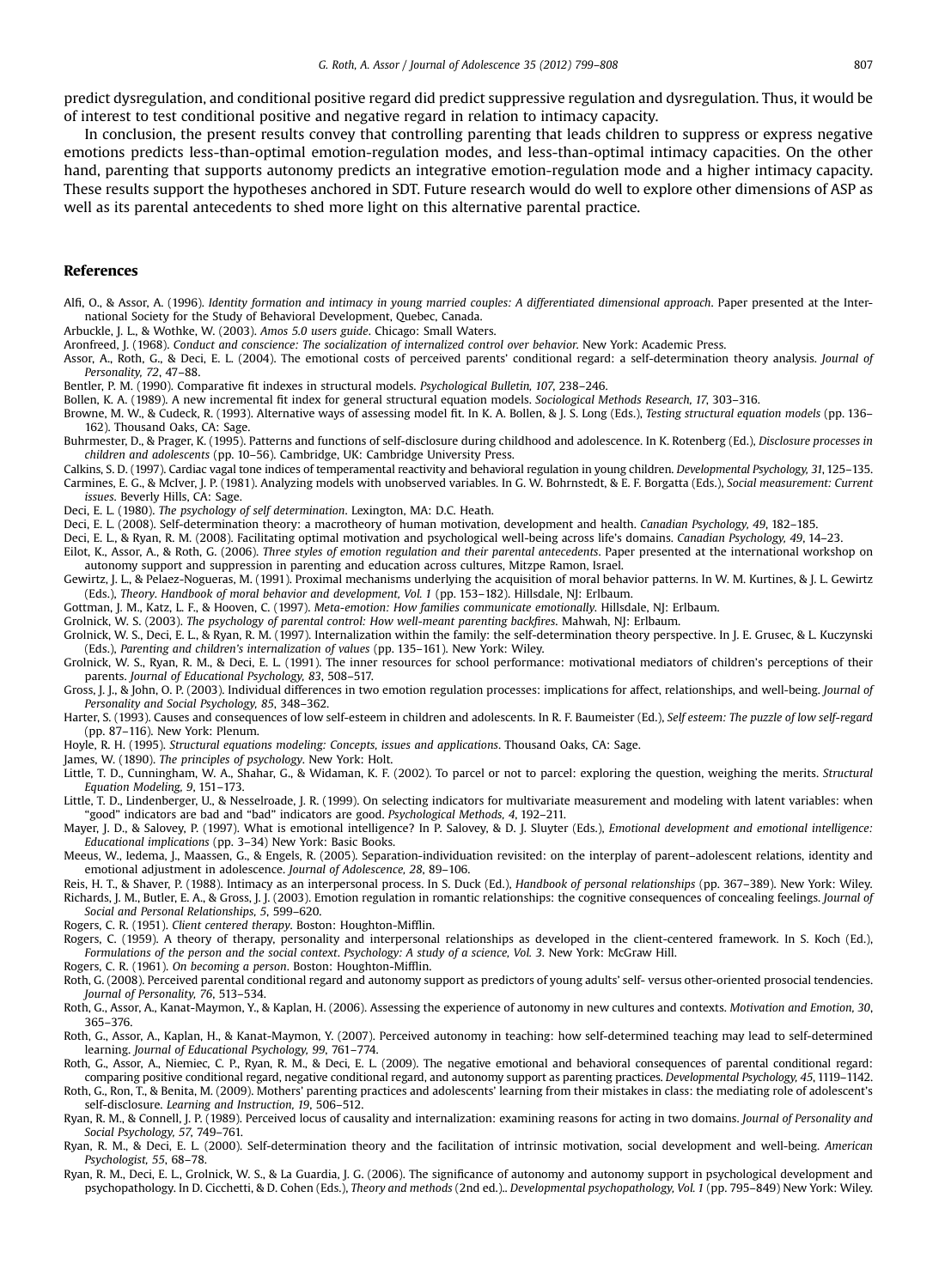predict dysregulation, and conditional positive regard did predict suppressive regulation and dysregulation. Thus, it would be of interest to test conditional positive and negative regard in relation to intimacy capacity.

In conclusion, the present results convey that controlling parenting that leads children to suppress or express negative emotions predicts less-than-optimal emotion-regulation modes, and less-than-optimal intimacy capacities. On the other hand, parenting that supports autonomy predicts an integrative emotion-regulation mode and a higher intimacy capacity. These results support the hypotheses anchored in SDT. Future research would do well to explore other dimensions of ASP as well as its parental antecedents to shed more light on this alternative parental practice.

## References

Alfi, O., & Assor, A. (1996). *Identity formation and intimacy in young married couples: A differentiated dimensional approach*. Paper presented at the International Society for the Study of Behavioral Development, Quebec, Canada.

Arbuckle, J. L., & Wothke, W. (2003). *Amos 5.0 users guide*. Chicago: Small Waters.

Aronfreed, J. (1968). *Conduct and conscience: The socialization of internalized control over behavior*. New York: Academic Press.

Assor, A., Roth, G., & Deci, E. L. (2004). The emotional costs of perceived parents' conditional regard: a self-determination theory analysis. *Journal of Personality, 72*, 47–88.

Bentler, P. M. (1990). Comparative fit indexes in structural models. *Psychological Bulletin, 107*, 238–246.

Bollen, K. A. (1989). A new incremental fit index for general structural equation models. *Sociological Methods Research, 17*, 303–316.

Browne, M. W., & Cudeck, R. (1993). Alternative ways of assessing model fit. In K. A. Bollen, & J. S. Long (Eds.), *Testing structural equation models* (pp. 136–162). Thousand Oaks, CA: Sage.

Buhrmester, D., & Prager, K. (1995). Patterns and functions of self-disclosure during childhood and adolescence. In K. Rotenberg (Ed.), *Disclosure processes in children and adolescents* (pp. 10–56). Cambridge, UK: Cambridge University Press.

Calkins, S. D. (1997). Cardiac vagal tone indices of temperamental reactivity and behavioral regulation in young children. *Developmental Psychology, 31*, 125–135.

Carmines, E. G., & McIver, J. P. (1981). Analyzing models with unobserved variables. In G. W. Bohrnstedt, & E. F. Borgatta (Eds.), *Social measurement: Current issues*. Beverly Hills, CA: Sage.

Deci, E. L. (1980). *The psychology of self determination*. Lexington, MA: D.C. Heath.

Deci, E. L. (2008). Self-determination theory: a macrotheory of human motivation, development and health. *Canadian Psychology, 49*, 182–185.

Deci, E. L., & Ryan, R. M. (2008). Facilitating optimal motivation and psychological well-being across life's domains. *Canadian Psychology, 49*, 14–23.

Eilot, K., Assor, A., & Roth, G. (2006). *Three styles of emotion regulation and their parental antecedents*. Paper presented at the international workshop on autonomy support and suppression in parenting and education across cultures, Mitzpe Ramon, Israel.

Gewirtz, J. L., & Pelaez-Nogueras, M. (1991). Proximal mechanisms underlying the acquisition of moral behavior patterns. In W. M. Kurtines, & J. L. Gewirtz (Eds.), *Theory. Handbook of moral behavior and development, Vol. 1* (pp. 153–182). Hillsdale, NJ: Erlbaum.

Gottman, J. M., Katz, L. F., & Hooven, C. (1997). *Meta-emotion: How families communicate emotionally*. Hillsdale, NJ: Erlbaum.

Grolnick, W. S. (2003). *The psychology of parental control: How well-meant parenting backfires*. Mahwah, NJ: Erlbaum.

Grolnick, W. S., Deci, E. L., & Ryan, R. M. (1997). Internalization within the family: the self-determination theory perspective. In J. E. Grusec, & L. Kuczynski (Eds.), *Parenting and children's internalization of values* (pp. 135–161). New York: Wiley.

Grolnick, W. S., Ryan, R. M., & Deci, E. L. (1991). The inner resources for school performance: motivational mediators of children's perceptions of their parents. *Journal of Educational Psychology, 83*, 508–517.

Gross, J. J., & John, O. P. (2003). Individual differences in two emotion regulation processes: implications for affect, relationships, and well-being. *Journal of Personality and Social Psychology, 85*, 348–362.

Harter, S. (1993). Causes and consequences of low self-esteem in children and adolescents. In R. F. Baumeister (Ed.), *Self esteem: The puzzle of low self-regard* (pp. 87–116). New York: Plenum.

Hoyle, R. H. (1995). *Structural equations modeling: Concepts, issues and applications*. Thousand Oaks, CA: Sage.

James, W. (1890). *The principles of psychology*. New York: Holt.

Little, T. D., Cunningham, W. A., Shahar, G., & Widaman, K. F. (2002). To parcel or not to parcel: exploring the question, weighing the merits. *Structural Equation Modeling, 9*, 151–173.

Little, T. D., Lindenberger, U., & Nesselroade, J. R. (1999). On selecting indicators for multivariate measurement and modeling with latent variables: when "good" indicators are bad and "bad" indicators are good. *Psychological Methods, 4*, 192–211.

Mayer, J. D., & Salovey, P. (1997). What is emotional intelligence? In P. Salovey, & D. J. Sluyter (Eds.), *Emotional development and emotional intelligence: Educational implications* (pp. 3–34) New York: Basic Books.

Meeus, W., Iedema, J., Maassen, G., & Engels, R. (2005). Separation-individuation revisited: on the interplay of parent–adolescent relations, identity and emotional adjustment in adolescence. *Journal of Adolescence, 28*, 89–106.

Reis, H. T., & Shaver, P. (1988). Intimacy as an interpersonal process. In S. Duck (Ed.), *Handbook of personal relationships* (pp. 367–389). New York: Wiley.

Richards, J. M., Butler, E. A., & Gross, J. J. (2003). Emotion regulation in romantic relationships: the cognitive consequences of concealing feelings. *Journal of Social and Personal Relationships, 5*, 599–620.

Rogers, C. R. (1951). *Client centered therapy*. Boston: Houghton-Mifflin.

Rogers, C. (1959). A theory of therapy, personality and interpersonal relationships as developed in the client-centered framework. In S. Koch (Ed.), *Formulations of the person and the social context. Psychology: A study of a science, Vol. 3*. New York: McGraw Hill.

Rogers, C. R. (1961). *On becoming a person*. Boston: Houghton-Mifflin.

Roth, G. (2008). Perceived parental conditional regard and autonomy support as predictors of young adults' self- versus other-oriented prosocial tendencies. *Journal of Personality, 76*, 513–534.

Roth, G., Assor, A., Kanat-Maymon, Y., & Kaplan, H. (2006). Assessing the experience of autonomy in new cultures and contexts. *Motivation and Emotion, 30*, 365–376.

Roth, G., Assor, A., Kaplan, H., & Kanat-Maymon, Y. (2007). Perceived autonomy in teaching: how self-determined teaching may lead to self-determined learning. *Journal of Educational Psychology, 99*, 761–774.

Roth, G., Assor, A., Niemiec, C. P., Ryan, R. M., & Deci, E. L. (2009). The negative emotional and behavioral consequences of parental conditional regard: comparing positive conditional regard, negative conditional regard, and autonomy support as parenting practices. *Developmental Psychology, 45*, 1119–1142.

Roth, G., Ron, T., & Benita, M. (2009). Mothers' parenting practices and adolescents' learning from their mistakes in class: the mediating role of adolescent's self-disclosure. *Learning and Instruction, 19*, 506–512.

Ryan, R. M., & Connell, J. P. (1989). Perceived locus of causality and internalization: examining reasons for acting in two domains. *Journal of Personality and Social Psychology, 57*, 749–761.

Ryan, R. M., & Deci, E. L. (2000). Self-determination theory and the facilitation of intrinsic motivation, social development and well-being. *American Psychologist, 55*, 68–78.

Ryan, R. M., Deci, E. L., Grolnick, W. S., & La Guardia, J. G. (2006). The significance of autonomy and autonomy support in psychological development and psychopathology. In D. Cicchetti, & D. Cohen (Eds.), *Theory and methods* (2nd ed.).. *Developmental psychopathology, Vol. 1* (pp. 795–849) New York: Wiley.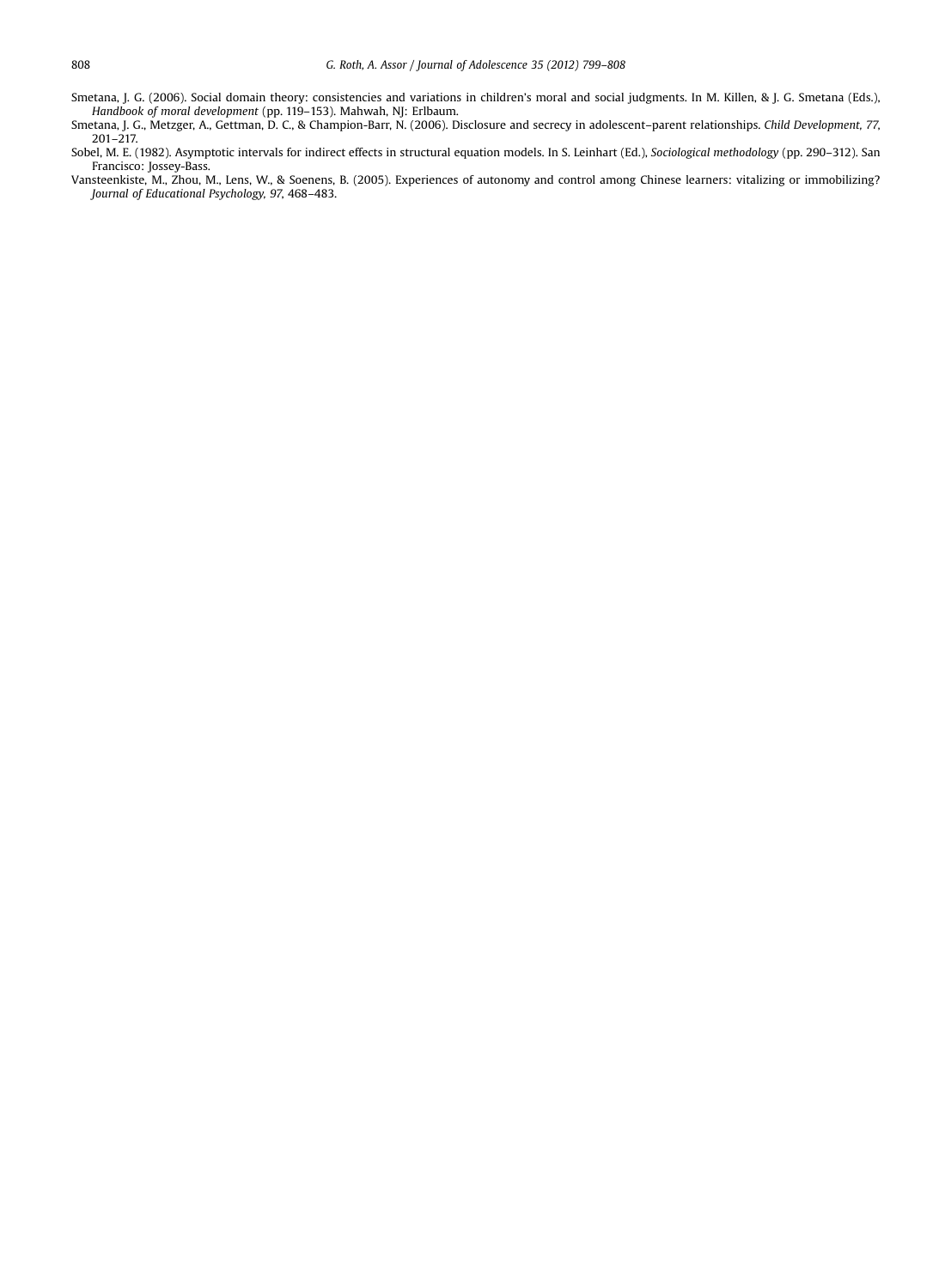Smetana, J. G. (2006). Social domain theory: consistencies and variations in children's moral and social judgments. In M. Killen, & J. G. Smetana (Eds.), *Handbook of moral development* (pp. 119–153). Mahwah, NJ: Erlbaum.

Smetana, J. G., Metzger, A., Gettman, D. C., & Champion-Barr, N. (2006). Disclosure and secrecy in adolescent–parent relationships. *Child Development, 77*, 201–217.

Sobel, M. E. (1982). Asymptotic intervals for indirect effects in structural equation models. In S. Leinhart (Ed.), *Sociological methodology* (pp. 290–312). San Francisco: Jossey-Bass.

Vansteenkiste, M., Zhou, M., Lens, W., & Soenens, B. (2005). Experiences of autonomy and control among Chinese learners: vitalizing or immobilizing? *Journal of Educational Psychology, 97*, 468–483.